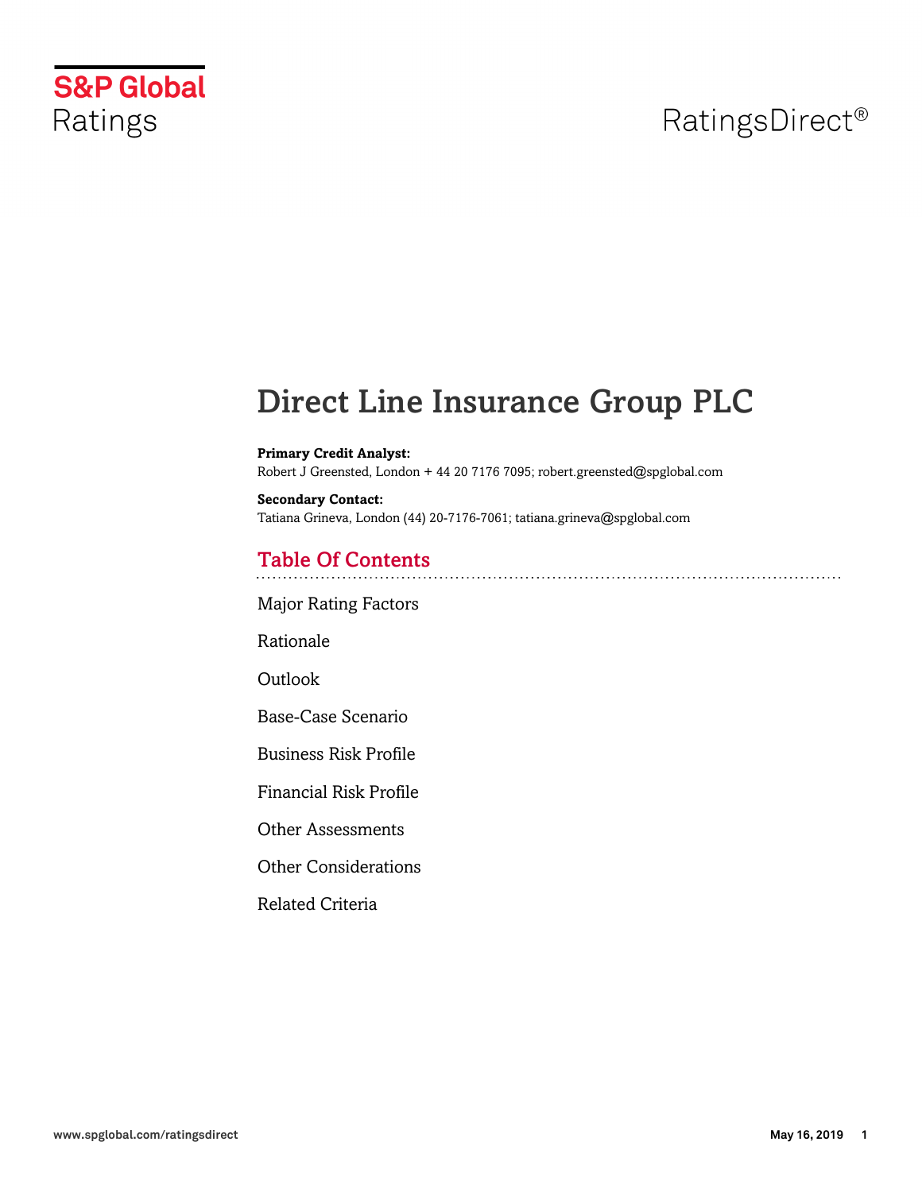S&P Global Ratings

RatingsDirect®

# Direct Line Insurance Group PLC

**Primary Credit Analyst:**
Robert J Greensted, London + 44 20 7176 7095; robert.greensted@spglobal.com

**Secondary Contact:**
Tatiana Grineva, London (44) 20-7176-7061; tatiana.grineva@spglobal.com

## Table Of Contents

Major Rating Factors

Rationale

Outlook

Base-Case Scenario

Business Risk Profile

Financial Risk Profile

Other Assessments

Other Considerations

Related Criteria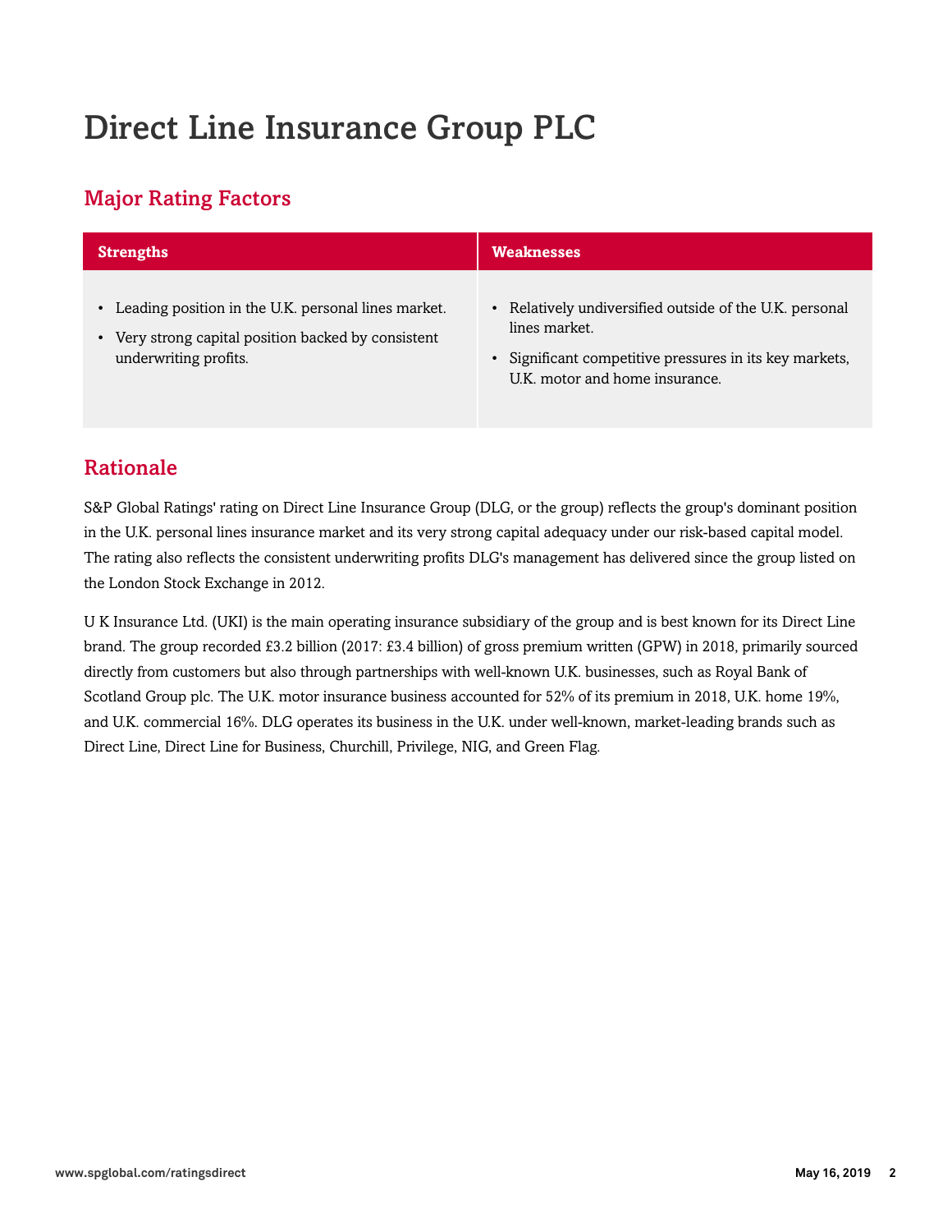# Direct Line Insurance Group PLC

## Major Rating Factors

| Strengths | Weaknesses |
| --- | --- |
| • Leading position in the U.K. personal lines market.<br>• Very strong capital position backed by consistent underwriting profits. | • Relatively undiversified outside of the U.K. personal lines market.<br>• Significant competitive pressures in its key markets, U.K. motor and home insurance. |

## Rationale

S&P Global Ratings' rating on Direct Line Insurance Group (DLG, or the group) reflects the group's dominant position in the U.K. personal lines insurance market and its very strong capital adequacy under our risk-based capital model. The rating also reflects the consistent underwriting profits DLG's management has delivered since the group listed on the London Stock Exchange in 2012.

U K Insurance Ltd. (UKI) is the main operating insurance subsidiary of the group and is best known for its Direct Line brand. The group recorded £3.2 billion (2017: £3.4 billion) of gross premium written (GPW) in 2018, primarily sourced directly from customers but also through partnerships with well-known U.K. businesses, such as Royal Bank of Scotland Group plc. The U.K. motor insurance business accounted for 52% of its premium in 2018, U.K. home 19%, and U.K. commercial 16%. DLG operates its business in the U.K. under well-known, market-leading brands such as Direct Line, Direct Line for Business, Churchill, Privilege, NIG, and Green Flag.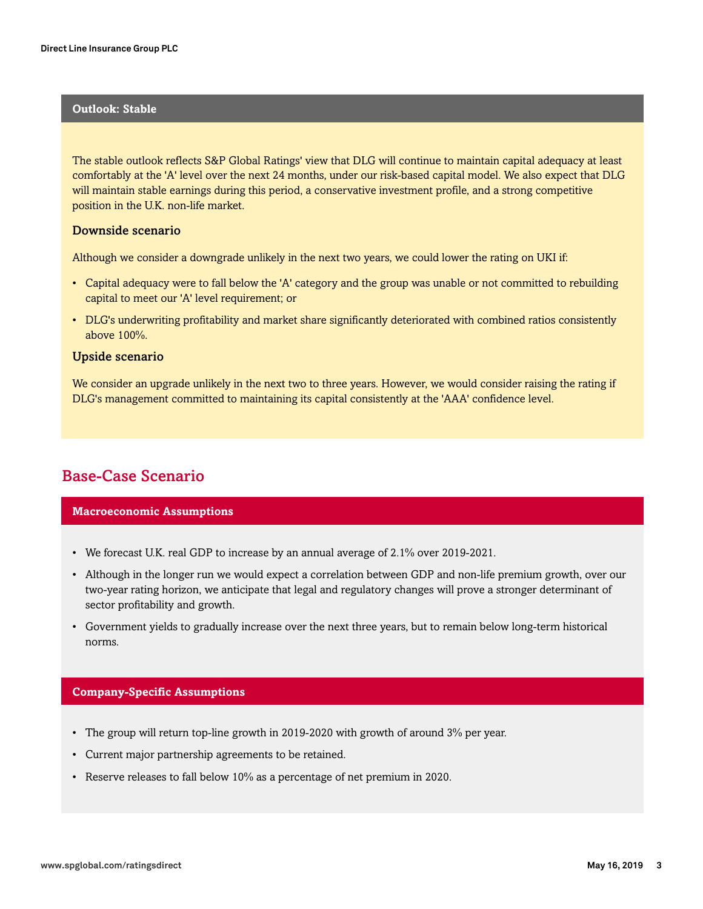## Outlook: Stable

The stable outlook reflects S&P Global Ratings' view that DLG will continue to maintain capital adequacy at least comfortably at the 'A' level over the next 24 months, under our risk-based capital model. We also expect that DLG will maintain stable earnings during this period, a conservative investment profile, and a strong competitive position in the U.K. non-life market.

### Downside scenario

Although we consider a downgrade unlikely in the next two years, we could lower the rating on UKI if:

- Capital adequacy were to fall below the 'A' category and the group was unable or not committed to rebuilding capital to meet our 'A' level requirement; or
- DLG's underwriting profitability and market share significantly deteriorated with combined ratios consistently above 100%.

### Upside scenario

We consider an upgrade unlikely in the next two to three years. However, we would consider raising the rating if DLG's management committed to maintaining its capital consistently at the 'AAA' confidence level.

## Base-Case Scenario

### Macroeconomic Assumptions

- We forecast U.K. real GDP to increase by an annual average of 2.1% over 2019-2021.
- Although in the longer run we would expect a correlation between GDP and non-life premium growth, over our two-year rating horizon, we anticipate that legal and regulatory changes will prove a stronger determinant of sector profitability and growth.
- Government yields to gradually increase over the next three years, but to remain below long-term historical norms.

### Company-Specific Assumptions

- The group will return top-line growth in 2019-2020 with growth of around 3% per year.
- Current major partnership agreements to be retained.
- Reserve releases to fall below 10% as a percentage of net premium in 2020.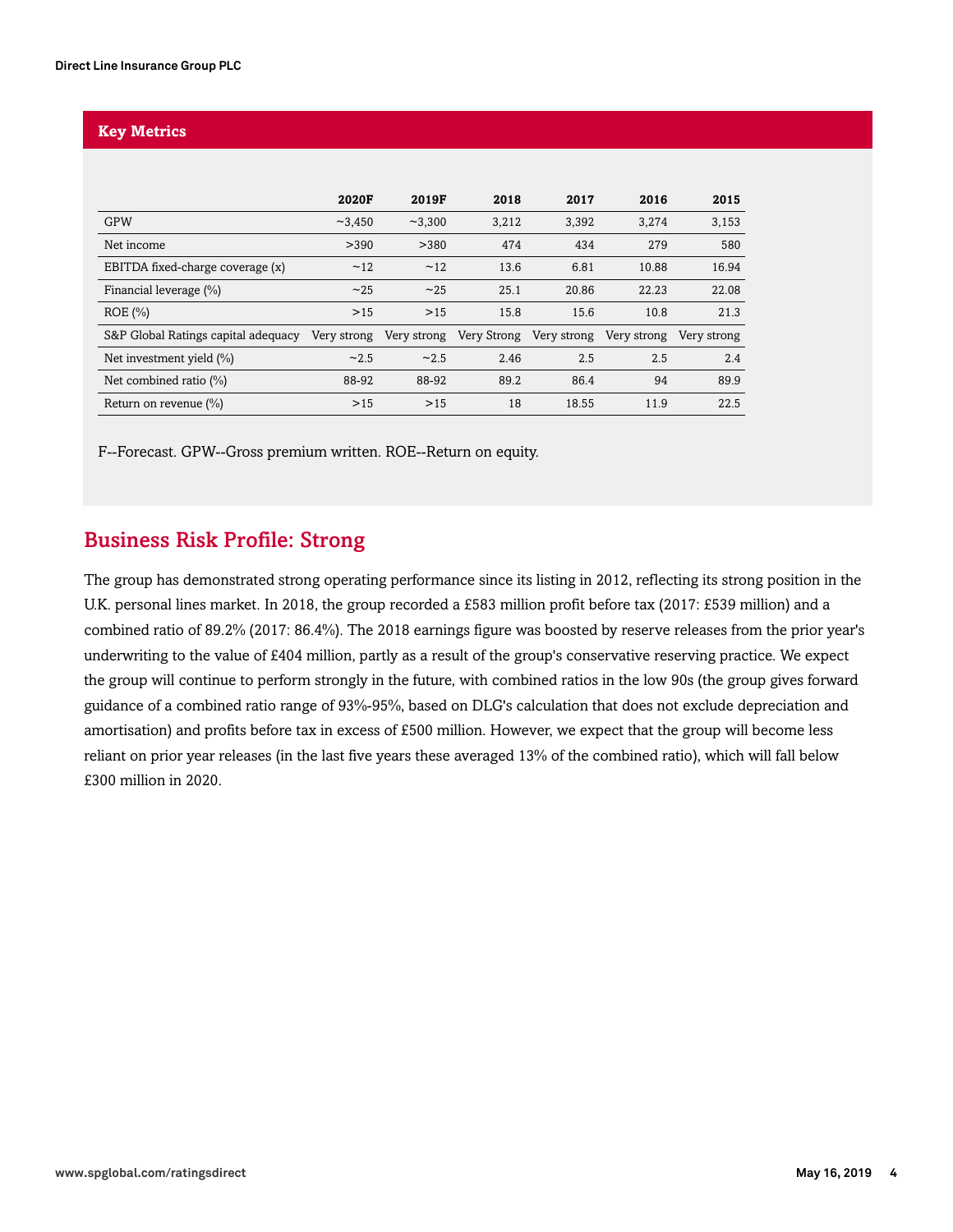## Key Metrics

| | 2020F | 2019F | 2018 | 2017 | 2016 | 2015 |
|---|---|---|---|---|---|---|
| GPW | ~3,450 | ~3,300 | 3,212 | 3,392 | 3,274 | 3,153 |
| Net income | >390 | >380 | 474 | 434 | 279 | 580 |
| EBITDA fixed-charge coverage (x) | ~12 | ~12 | 13.6 | 6.81 | 10.88 | 16.94 |
| Financial leverage (%) | ~25 | ~25 | 25.1 | 20.86 | 22.23 | 22.08 |
| ROE (%) | >15 | >15 | 15.8 | 15.6 | 10.8 | 21.3 |
| S&P Global Ratings capital adequacy | Very strong | Very strong | Very Strong | Very strong | Very strong | Very strong |
| Net investment yield (%) | ~2.5 | ~2.5 | 2.46 | 2.5 | 2.5 | 2.4 |
| Net combined ratio (%) | 88-92 | 88-92 | 89.2 | 86.4 | 94 | 89.9 |
| Return on revenue (%) | >15 | >15 | 18 | 18.55 | 11.9 | 22.5 |

F--Forecast. GPW--Gross premium written. ROE--Return on equity.

## Business Risk Profile: Strong

The group has demonstrated strong operating performance since its listing in 2012, reflecting its strong position in the U.K. personal lines market. In 2018, the group recorded a £583 million profit before tax (2017: £539 million) and a combined ratio of 89.2% (2017: 86.4%). The 2018 earnings figure was boosted by reserve releases from the prior year's underwriting to the value of £404 million, partly as a result of the group's conservative reserving practice. We expect the group will continue to perform strongly in the future, with combined ratios in the low 90s (the group gives forward guidance of a combined ratio range of 93%-95%, based on DLG's calculation that does not exclude depreciation and amortisation) and profits before tax in excess of £500 million. However, we expect that the group will become less reliant on prior year releases (in the last five years these averaged 13% of the combined ratio), which will fall below £300 million in 2020.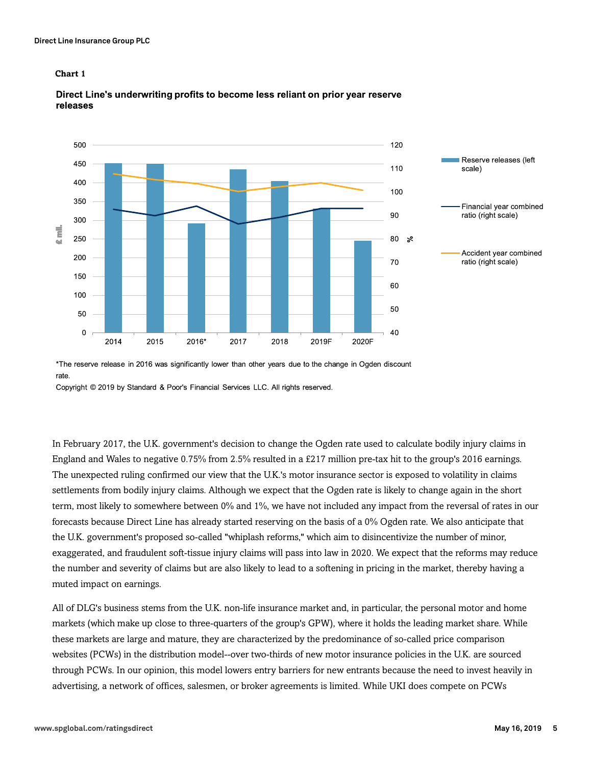**Chart 1**

**Direct Line's underwriting profits to become less reliant on prior year reserve releases**

*The reserve release in 2016 was significantly lower than other years due to the change in Ogden discount rate.

Copyright © 2019 by Standard & Poor's Financial Services LLC. All rights reserved.

In February 2017, the U.K. government's decision to change the Ogden rate used to calculate bodily injury claims in England and Wales to negative 0.75% from 2.5% resulted in a £217 million pre-tax hit to the group's 2016 earnings. The unexpected ruling confirmed our view that the U.K.'s motor insurance sector is exposed to volatility in claims settlements from bodily injury claims. Although we expect that the Ogden rate is likely to change again in the short term, most likely to somewhere between 0% and 1%, we have not included any impact from the reversal of rates in our forecasts because Direct Line has already started reserving on the basis of a 0% Ogden rate. We also anticipate that the U.K. government's proposed so-called "whiplash reforms," which aim to disincentivize the number of minor, exaggerated, and fraudulent soft-tissue injury claims will pass into law in 2020. We expect that the reforms may reduce the number and severity of claims but are also likely to lead to a softening in pricing in the market, thereby having a muted impact on earnings.

All of DLG's business stems from the U.K. non-life insurance market and, in particular, the personal motor and home markets (which make up close to three-quarters of the group's GPW), where it holds the leading market share. While these markets are large and mature, they are characterized by the predominance of so-called price comparison websites (PCWs) in the distribution model--over two-thirds of new motor insurance policies in the U.K. are sourced through PCWs. In our opinion, this model lowers entry barriers for new entrants because the need to invest heavily in advertising, a network of offices, salesmen, or broker agreements is limited. While UKI does compete on PCWs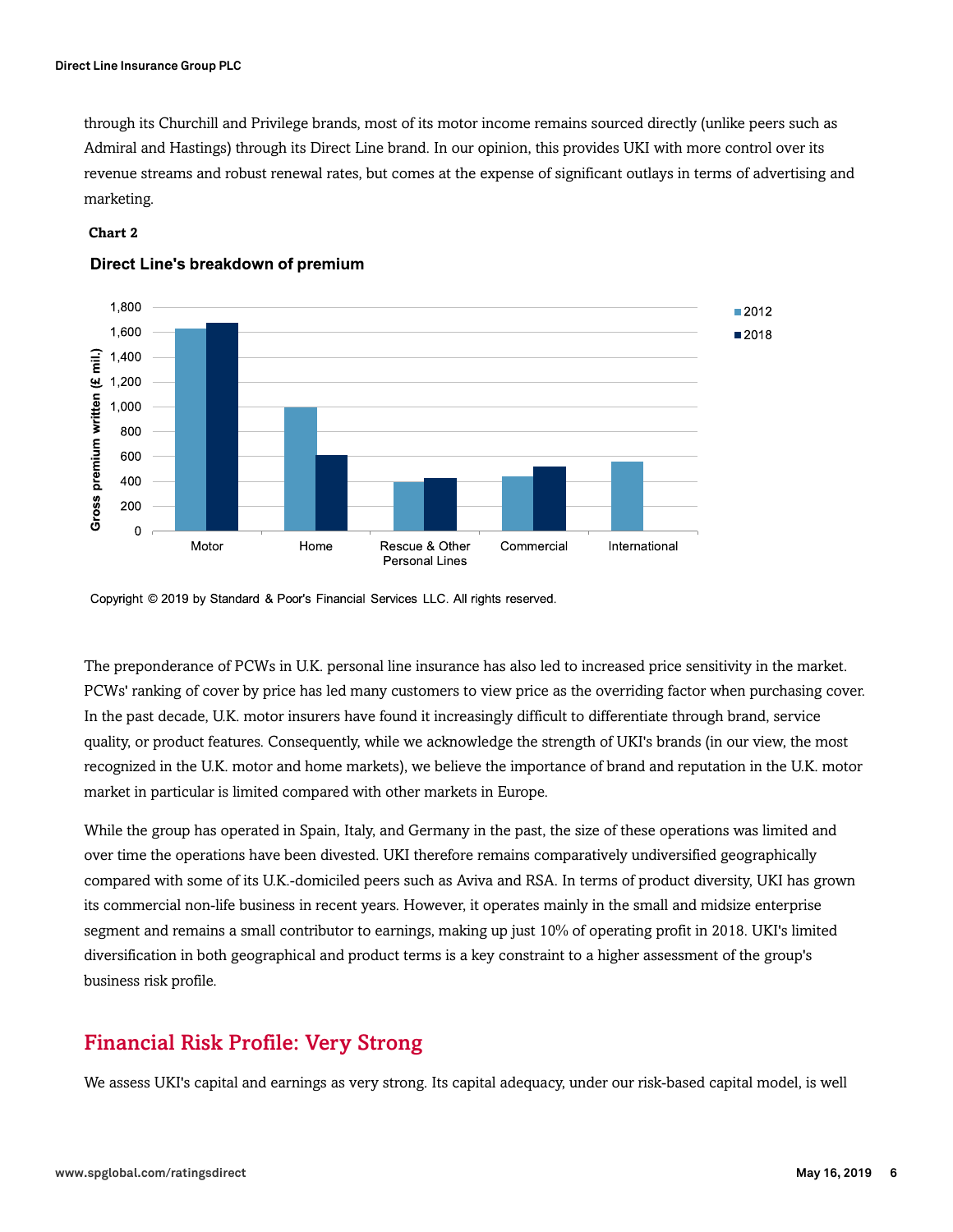through its Churchill and Privilege brands, most of its motor income remains sourced directly (unlike peers such as Admiral and Hastings) through its Direct Line brand. In our opinion, this provides UKI with more control over its revenue streams and robust renewal rates, but comes at the expense of significant outlays in terms of advertising and marketing.

**Chart 2**

**Direct Line's breakdown of premium**

Copyright © 2019 by Standard & Poor's Financial Services LLC. All rights reserved.

The preponderance of PCWs in U.K. personal line insurance has also led to increased price sensitivity in the market. PCWs' ranking of cover by price has led many customers to view price as the overriding factor when purchasing cover. In the past decade, U.K. motor insurers have found it increasingly difficult to differentiate through brand, service quality, or product features. Consequently, while we acknowledge the strength of UKI's brands (in our view, the most recognized in the U.K. motor and home markets), we believe the importance of brand and reputation in the U.K. motor market in particular is limited compared with other markets in Europe.

While the group has operated in Spain, Italy, and Germany in the past, the size of these operations was limited and over time the operations have been divested. UKI therefore remains comparatively undiversified geographically compared with some of its U.K.-domiciled peers such as Aviva and RSA. In terms of product diversity, UKI has grown its commercial non-life business in recent years. However, it operates mainly in the small and midsize enterprise segment and remains a small contributor to earnings, making up just 10% of operating profit in 2018. UKI's limited diversification in both geographical and product terms is a key constraint to a higher assessment of the group's business risk profile.

## Financial Risk Profile: Very Strong

We assess UKI's capital and earnings as very strong. Its capital adequacy, under our risk-based capital model, is well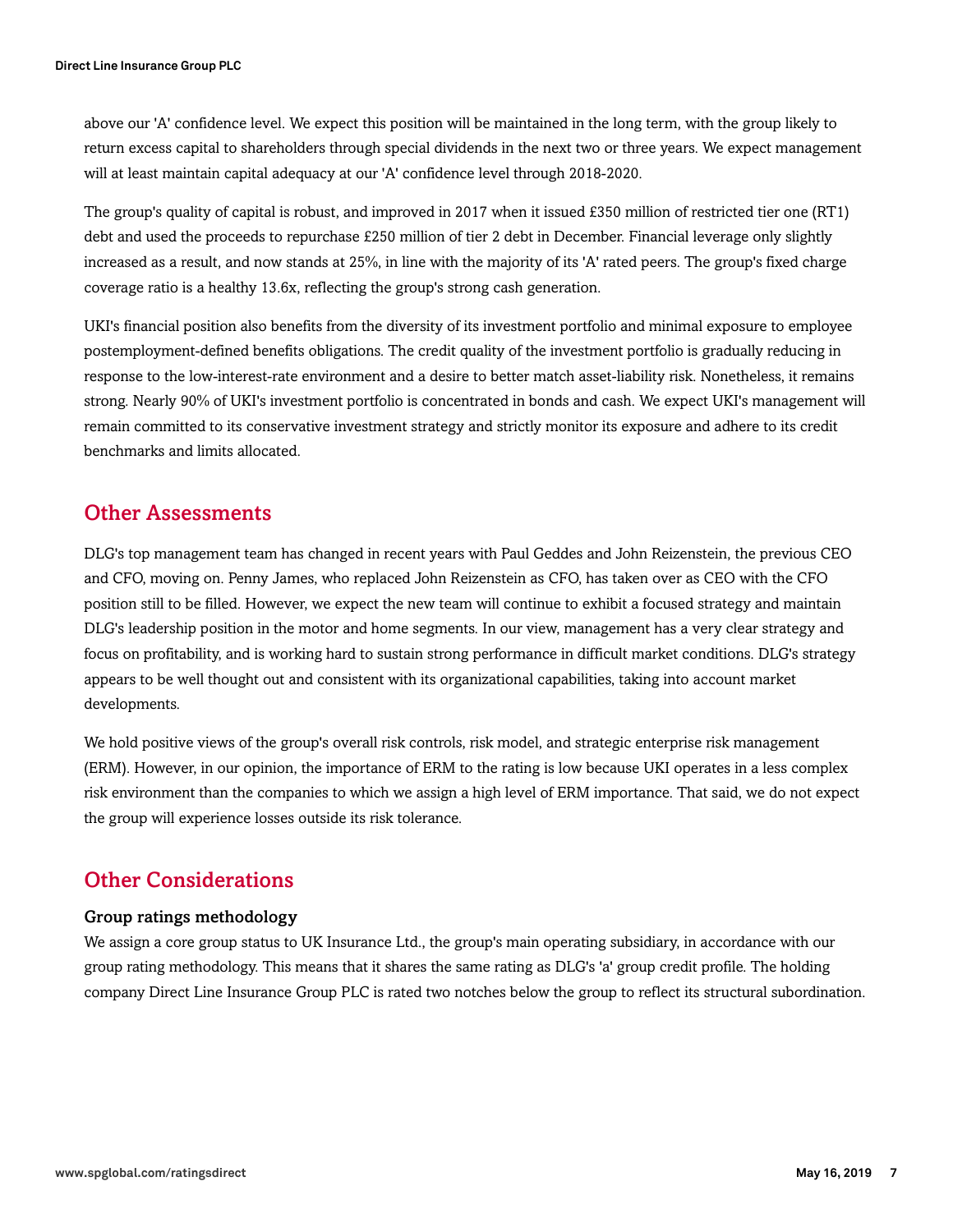above our 'A' confidence level. We expect this position will be maintained in the long term, with the group likely to return excess capital to shareholders through special dividends in the next two or three years. We expect management will at least maintain capital adequacy at our 'A' confidence level through 2018-2020.

The group's quality of capital is robust, and improved in 2017 when it issued £350 million of restricted tier one (RT1) debt and used the proceeds to repurchase £250 million of tier 2 debt in December. Financial leverage only slightly increased as a result, and now stands at 25%, in line with the majority of its 'A' rated peers. The group's fixed charge coverage ratio is a healthy 13.6x, reflecting the group's strong cash generation.

UKI's financial position also benefits from the diversity of its investment portfolio and minimal exposure to employee postemployment-defined benefits obligations. The credit quality of the investment portfolio is gradually reducing in response to the low-interest-rate environment and a desire to better match asset-liability risk. Nonetheless, it remains strong. Nearly 90% of UKI's investment portfolio is concentrated in bonds and cash. We expect UKI's management will remain committed to its conservative investment strategy and strictly monitor its exposure and adhere to its credit benchmarks and limits allocated.

## Other Assessments

DLG's top management team has changed in recent years with Paul Geddes and John Reizenstein, the previous CEO and CFO, moving on. Penny James, who replaced John Reizenstein as CFO, has taken over as CEO with the CFO position still to be filled. However, we expect the new team will continue to exhibit a focused strategy and maintain DLG's leadership position in the motor and home segments. In our view, management has a very clear strategy and focus on profitability, and is working hard to sustain strong performance in difficult market conditions. DLG's strategy appears to be well thought out and consistent with its organizational capabilities, taking into account market developments.

We hold positive views of the group's overall risk controls, risk model, and strategic enterprise risk management (ERM). However, in our opinion, the importance of ERM to the rating is low because UKI operates in a less complex risk environment than the companies to which we assign a high level of ERM importance. That said, we do not expect the group will experience losses outside its risk tolerance.

## Other Considerations

### Group ratings methodology

We assign a core group status to UK Insurance Ltd., the group's main operating subsidiary, in accordance with our group rating methodology. This means that it shares the same rating as DLG's 'a' group credit profile. The holding company Direct Line Insurance Group PLC is rated two notches below the group to reflect its structural subordination.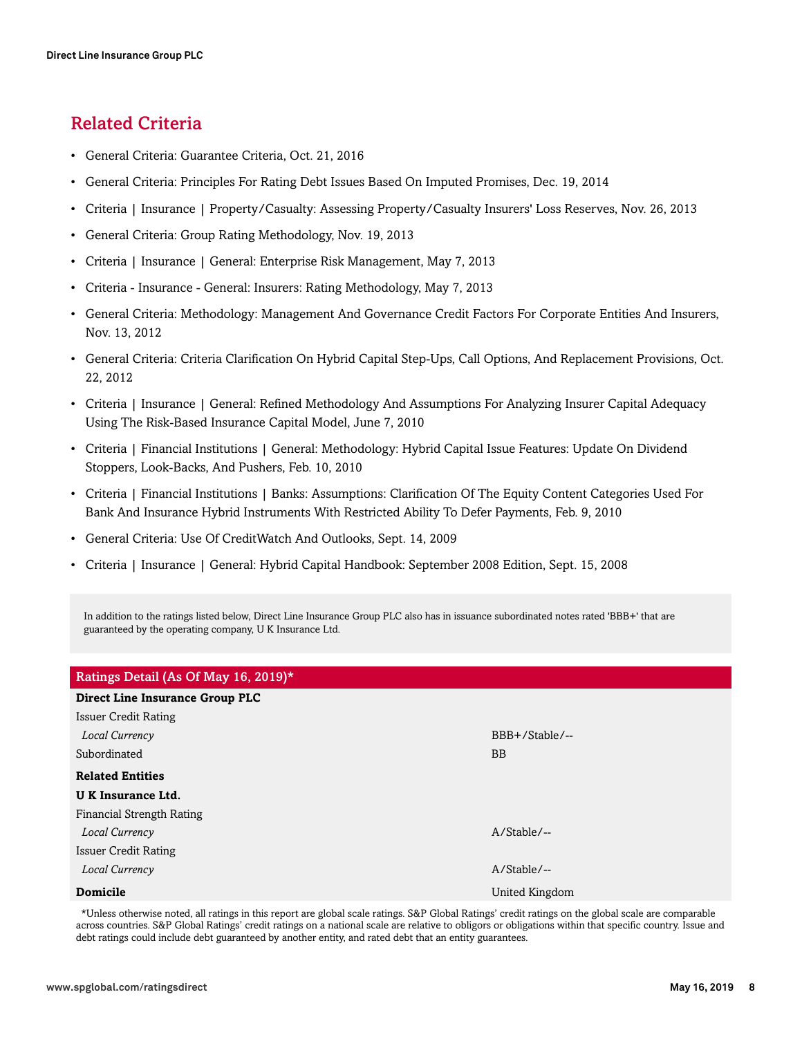## Related Criteria

- General Criteria: Guarantee Criteria, Oct. 21, 2016
- General Criteria: Principles For Rating Debt Issues Based On Imputed Promises, Dec. 19, 2014
- Criteria | Insurance | Property/Casualty: Assessing Property/Casualty Insurers' Loss Reserves, Nov. 26, 2013
- General Criteria: Group Rating Methodology, Nov. 19, 2013
- Criteria | Insurance | General: Enterprise Risk Management, May 7, 2013
- Criteria - Insurance - General: Insurers: Rating Methodology, May 7, 2013
- General Criteria: Methodology: Management And Governance Credit Factors For Corporate Entities And Insurers, Nov. 13, 2012
- General Criteria: Criteria Clarification On Hybrid Capital Step-Ups, Call Options, And Replacement Provisions, Oct. 22, 2012
- Criteria | Insurance | General: Refined Methodology And Assumptions For Analyzing Insurer Capital Adequacy Using The Risk-Based Insurance Capital Model, June 7, 2010
- Criteria | Financial Institutions | General: Methodology: Hybrid Capital Issue Features: Update On Dividend Stoppers, Look-Backs, And Pushers, Feb. 10, 2010
- Criteria | Financial Institutions | Banks: Assumptions: Clarification Of The Equity Content Categories Used For Bank And Insurance Hybrid Instruments With Restricted Ability To Defer Payments, Feb. 9, 2010
- General Criteria: Use Of CreditWatch And Outlooks, Sept. 14, 2009
- Criteria | Insurance | General: Hybrid Capital Handbook: September 2008 Edition, Sept. 15, 2008

In addition to the ratings listed below, Direct Line Insurance Group PLC also has in issuance subordinated notes rated 'BBB+' that are guaranteed by the operating company, U K Insurance Ltd.

| Ratings Detail (As Of May 16, 2019)* | |
|---|---|
| **Direct Line Insurance Group PLC** | |
| Issuer Credit Rating | |
| *Local Currency* | BBB+/Stable/-- |
| Subordinated | BB |
| **Related Entities** | |
| **U K Insurance Ltd.** | |
| Financial Strength Rating | |
| *Local Currency* | A/Stable/-- |
| Issuer Credit Rating | |
| *Local Currency* | A/Stable/-- |
| **Domicile** | United Kingdom |

*Unless otherwise noted, all ratings in this report are global scale ratings. S&P Global Ratings' credit ratings on the global scale are comparable across countries. S&P Global Ratings' credit ratings on a national scale are relative to obligors or obligations within that specific country. Issue and debt ratings could include debt guaranteed by another entity, and rated debt that an entity guarantees.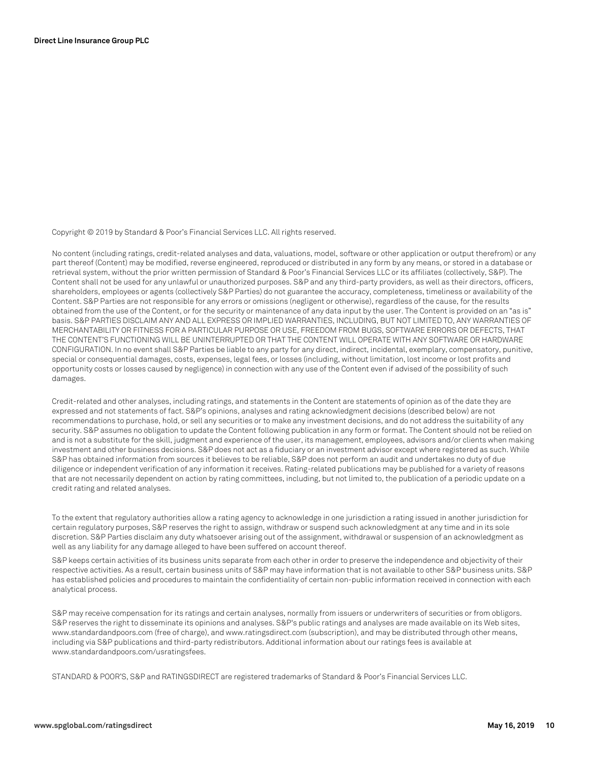Copyright © 2019 by Standard & Poor's Financial Services LLC. All rights reserved.

No content (including ratings, credit-related analyses and data, valuations, model, software or other application or output therefrom) or any part thereof (Content) may be modified, reverse engineered, reproduced or distributed in any form by any means, or stored in a database or retrieval system, without the prior written permission of Standard & Poor's Financial Services LLC or its affiliates (collectively, S&P). The Content shall not be used for any unlawful or unauthorized purposes. S&P and any third-party providers, as well as their directors, officers, shareholders, employees or agents (collectively S&P Parties) do not guarantee the accuracy, completeness, timeliness or availability of the Content. S&P Parties are not responsible for any errors or omissions (negligent or otherwise), regardless of the cause, for the results obtained from the use of the Content, or for the security or maintenance of any data input by the user. The Content is provided on an "as is" basis. S&P PARTIES DISCLAIM ANY AND ALL EXPRESS OR IMPLIED WARRANTIES, INCLUDING, BUT NOT LIMITED TO, ANY WARRANTIES OF MERCHANTABILITY OR FITNESS FOR A PARTICULAR PURPOSE OR USE, FREEDOM FROM BUGS, SOFTWARE ERRORS OR DEFECTS, THAT THE CONTENT'S FUNCTIONING WILL BE UNINTERRUPTED OR THAT THE CONTENT WILL OPERATE WITH ANY SOFTWARE OR HARDWARE CONFIGURATION. In no event shall S&P Parties be liable to any party for any direct, indirect, incidental, exemplary, compensatory, punitive, special or consequential damages, costs, expenses, legal fees, or losses (including, without limitation, lost income or lost profits and opportunity costs or losses caused by negligence) in connection with any use of the Content even if advised of the possibility of such damages.

Credit-related and other analyses, including ratings, and statements in the Content are statements of opinion as of the date they are expressed and not statements of fact. S&P's opinions, analyses and rating acknowledgment decisions (described below) are not recommendations to purchase, hold, or sell any securities or to make any investment decisions, and do not address the suitability of any security. S&P assumes no obligation to update the Content following publication in any form or format. The Content should not be relied on and is not a substitute for the skill, judgment and experience of the user, its management, employees, advisors and/or clients when making investment and other business decisions. S&P does not act as a fiduciary or an investment advisor except where registered as such. While S&P has obtained information from sources it believes to be reliable, S&P does not perform an audit and undertakes no duty of due diligence or independent verification of any information it receives. Rating-related publications may be published for a variety of reasons that are not necessarily dependent on action by rating committees, including, but not limited to, the publication of a periodic update on a credit rating and related analyses.

To the extent that regulatory authorities allow a rating agency to acknowledge in one jurisdiction a rating issued in another jurisdiction for certain regulatory purposes, S&P reserves the right to assign, withdraw or suspend such acknowledgment at any time and in its sole discretion. S&P Parties disclaim any duty whatsoever arising out of the assignment, withdrawal or suspension of an acknowledgment as well as any liability for any damage alleged to have been suffered on account thereof.

S&P keeps certain activities of its business units separate from each other in order to preserve the independence and objectivity of their respective activities. As a result, certain business units of S&P may have information that is not available to other S&P business units. S&P has established policies and procedures to maintain the confidentiality of certain non-public information received in connection with each analytical process.

S&P may receive compensation for its ratings and certain analyses, normally from issuers or underwriters of securities or from obligors. S&P reserves the right to disseminate its opinions and analyses. S&P's public ratings and analyses are made available on its Web sites, www.standardandpoors.com (free of charge), and www.ratingsdirect.com (subscription), and may be distributed through other means, including via S&P publications and third-party redistributors. Additional information about our ratings fees is available at www.standardandpoors.com/usratingsfees.

STANDARD & POOR'S, S&P and RATINGSDIRECT are registered trademarks of Standard & Poor's Financial Services LLC.